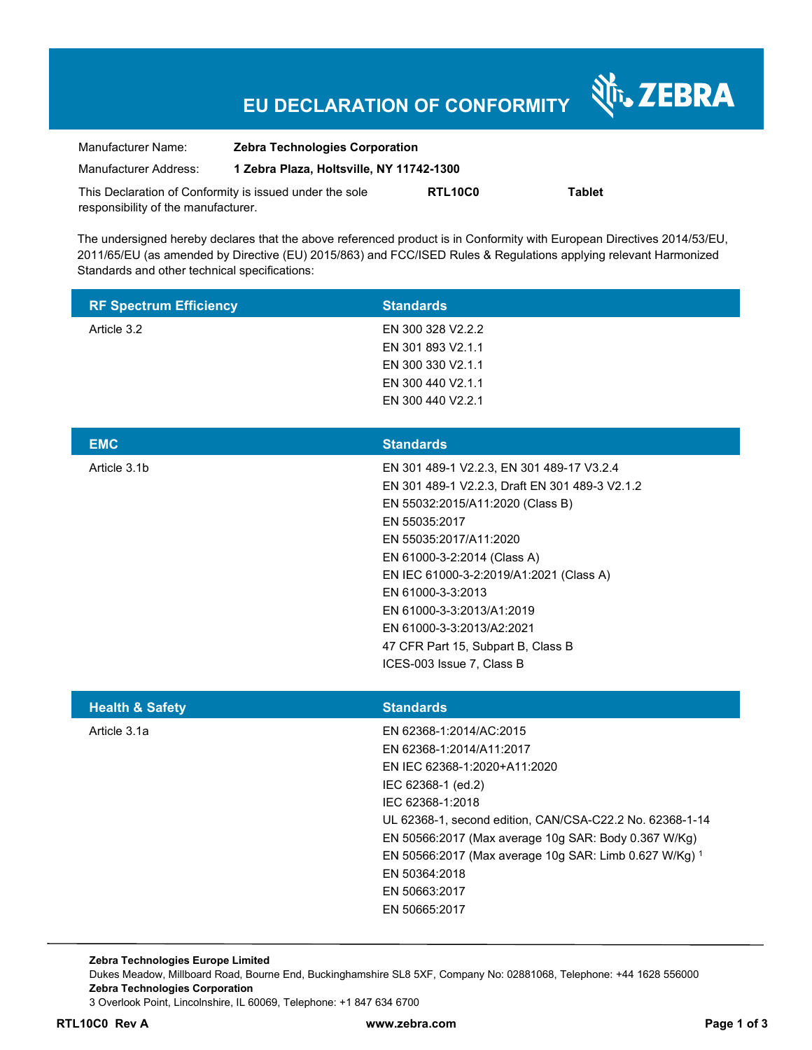# EU DECLARATION OF CONFORMITY

ZEBRA

| | |
|---|---|
| Manufacturer Name: | **Zebra Technologies Corporation** |
| Manufacturer Address: | **1 Zebra Plaza, Holtsville, NY 11742-1300** |

This Declaration of Conformity is issued under the sole responsibility of the manufacturer. **RTL10C0** **Tablet**

The undersigned hereby declares that the above referenced product is in Conformity with European Directives 2014/53/EU, 2011/65/EU (as amended by Directive (EU) 2015/863) and FCC/ISED Rules & Regulations applying relevant Harmonized Standards and other technical specifications:

| RF Spectrum Efficiency | Standards |
|---|---|
| Article 3.2 | EN 300 328 V2.2.2 |
| | EN 301 893 V2.1.1 |
| | EN 300 330 V2.1.1 |
| | EN 300 440 V2.1.1 |
| | EN 300 440 V2.2.1 |

| EMC | Standards |
|---|---|
| Article 3.1b | EN 301 489-1 V2.2.3, EN 301 489-17 V3.2.4 |
| | EN 301 489-1 V2.2.3, Draft EN 301 489-3 V2.1.2 |
| | EN 55032:2015/A11:2020 (Class B) |
| | EN 55035:2017 |
| | EN 55035:2017/A11:2020 |
| | EN 61000-3-2:2014 (Class A) |
| | EN IEC 61000-3-2:2019/A1:2021 (Class A) |
| | EN 61000-3-3:2013 |
| | EN 61000-3-3:2013/A1:2019 |
| | EN 61000-3-3:2013/A2:2021 |
| | 47 CFR Part 15, Subpart B, Class B |
| | ICES-003 Issue 7, Class B |

| Health & Safety | Standards |
|---|---|
| Article 3.1a | EN 62368-1:2014/AC:2015 |
| | EN 62368-1:2014/A11:2017 |
| | EN IEC 62368-1:2020+A11:2020 |
| | IEC 62368-1 (ed.2) |
| | IEC 62368-1:2018 |
| | UL 62368-1, second edition, CAN/CSA-C22.2 No. 62368-1-14 |
| | EN 50566:2017 (Max average 10g SAR: Body 0.367 W/Kg) |
| | EN 50566:2017 (Max average 10g SAR: Limb 0.627 W/Kg) [1] |
| | EN 50364:2018 |
| | EN 50663:2017 |
| | EN 50665:2017 |

**Zebra Technologies Europe Limited**
Dukes Meadow, Millboard Road, Bourne End, Buckinghamshire SL8 5XF, Company No: 02881068, Telephone: +44 1628 556000
**Zebra Technologies Corporation**
3 Overlook Point, Lincolnshire, IL 60069, Telephone: +1 847 634 6700

**RTL10C0 Rev A** **www.zebra.com**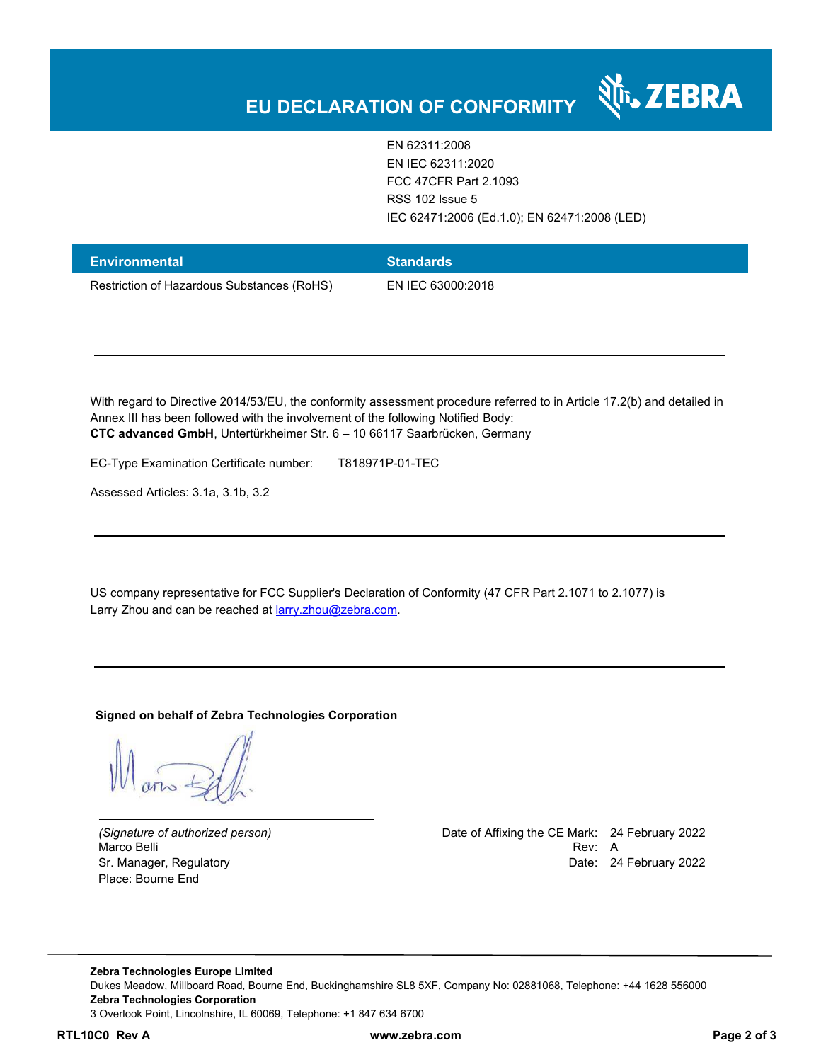# EU DECLARATION OF CONFORMITY

EN 62311:2008
EN IEC 62311:2020
FCC 47CFR Part 2.1093
RSS 102 Issue 5
IEC 62471:2006 (Ed.1.0); EN 62471:2008 (LED)

| Environmental | Standards |
| --- | --- |
| Restriction of Hazardous Substances (RoHS) | EN IEC 63000:2018 |

---

With regard to Directive 2014/53/EU, the conformity assessment procedure referred to in Article 17.2(b) and detailed in Annex III has been followed with the involvement of the following Notified Body:
**CTC advanced GmbH**, Untertürkheimer Str. 6 – 10 66117 Saarbrücken, Germany

EC-Type Examination Certificate number: T818971P-01-TEC

Assessed Articles: 3.1a, 3.1b, 3.2

---

US company representative for FCC Supplier's Declaration of Conformity (47 CFR Part 2.1071 to 2.1077) is Larry Zhou and can be reached at larry.zhou@zebra.com.

---

**Signed on behalf of Zebra Technologies Corporation**

*(Signature of authorized person)*
Marco Belli
Sr. Manager, Regulatory
Place: Bourne End

Date of Affixing the CE Mark: 24 February 2022
Rev: A
Date: 24 February 2022

**Zebra Technologies Europe Limited**
Dukes Meadow, Millboard Road, Bourne End, Buckinghamshire SL8 5XF, Company No: 02881068, Telephone: +44 1628 556000
**Zebra Technologies Corporation**
3 Overlook Point, Lincolnshire, IL 60069, Telephone: +1 847 634 6700

**RTL10C0 Rev A** **www.zebra.com**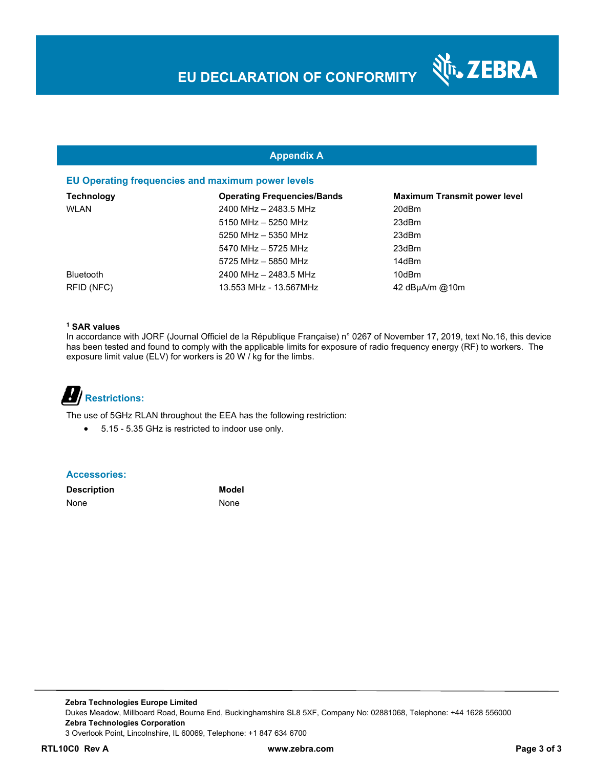# EU DECLARATION OF CONFORMITY

## Appendix A

### EU Operating frequencies and maximum power levels

| Technology | Operating Frequencies/Bands | Maximum Transmit power level |
| --- | --- | --- |
| WLAN | 2400 MHz – 2483.5 MHz | 20dBm |
| | 5150 MHz – 5250 MHz | 23dBm |
| | 5250 MHz – 5350 MHz | 23dBm |
| | 5470 MHz – 5725 MHz | 23dBm |
| | 5725 MHz – 5850 MHz | 14dBm |
| Bluetooth | 2400 MHz – 2483.5 MHz | 10dBm |
| RFID (NFC) | 13.553 MHz - 13.567MHz | 42 dBμA/m @10m |

**[1] SAR values**
In accordance with JORF (Journal Officiel de la République Française) n° 0267 of November 17, 2019, text No.16, this device has been tested and found to comply with the applicable limits for exposure of radio frequency energy (RF) to workers. The exposure limit value (ELV) for workers is 20 W / kg for the limbs.

### Restrictions:

The use of 5GHz RLAN throughout the EEA has the following restriction:

- 5.15 - 5.35 GHz is restricted to indoor use only.

### Accessories:

| Description | Model |
| --- | --- |
| None | None |

**Zebra Technologies Europe Limited**
Dukes Meadow, Millboard Road, Bourne End, Buckinghamshire SL8 5XF, Company No: 02881068, Telephone: +44 1628 556000
**Zebra Technologies Corporation**
3 Overlook Point, Lincolnshire, IL 60069, Telephone: +1 847 634 6700

**RTL10C0 Rev A** **www.zebra.com**